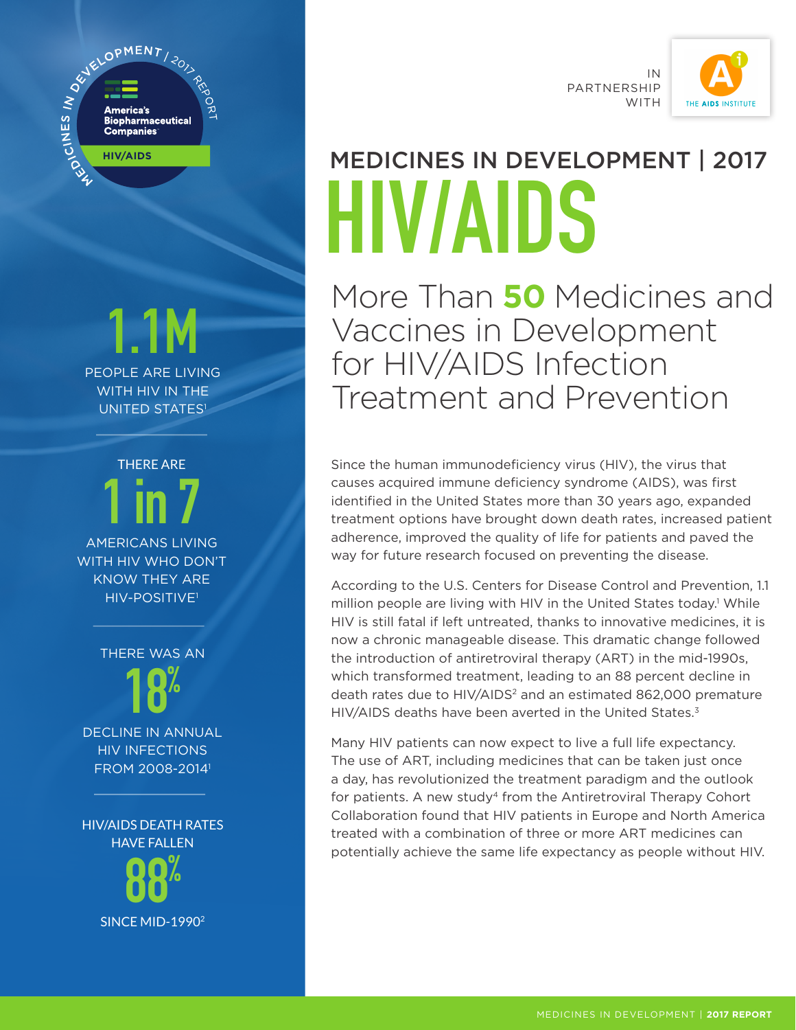MEDICINES IN DEVELOPMENT | 2017 REPORT

America's Biopharmaceutical Companies

HIV/AIDS

IN PARTNERSHIP WITH THE AIDS INSTITUTE

# MEDICINES IN DEVELOPMENT | 2017

# HIV/AIDS

## More Than **50** Medicines and Vaccines in Development for HIV/AIDS Infection Treatment and Prevention

**1.1M**

PEOPLE ARE LIVING WITH HIV IN THE UNITED STATES[1]

THERE ARE

**1 in 7**

AMERICANS LIVING WITH HIV WHO DON'T KNOW THEY ARE HIV-POSITIVE[1]

THERE WAS AN

**18%**

DECLINE IN ANNUAL HIV INFECTIONS FROM 2008-2014[1]

HIV/AIDS DEATH RATES HAVE FALLEN

**88%**

SINCE MID-1990[2]

Since the human immunodeficiency virus (HIV), the virus that causes acquired immune deficiency syndrome (AIDS), was first identified in the United States more than 30 years ago, expanded treatment options have brought down death rates, increased patient adherence, improved the quality of life for patients and paved the way for future research focused on preventing the disease.

According to the U.S. Centers for Disease Control and Prevention, 1.1 million people are living with HIV in the United States today.[1] While HIV is still fatal if left untreated, thanks to innovative medicines, it is now a chronic manageable disease. This dramatic change followed the introduction of antiretroviral therapy (ART) in the mid-1990s, which transformed treatment, leading to an 88 percent decline in death rates due to HIV/AIDS[2] and an estimated 862,000 premature HIV/AIDS deaths have been averted in the United States.[3]

Many HIV patients can now expect to live a full life expectancy. The use of ART, including medicines that can be taken just once a day, has revolutionized the treatment paradigm and the outlook for patients. A new study[4] from the Antiretroviral Therapy Cohort Collaboration found that HIV patients in Europe and North America treated with a combination of three or more ART medicines can potentially achieve the same life expectancy as people without HIV.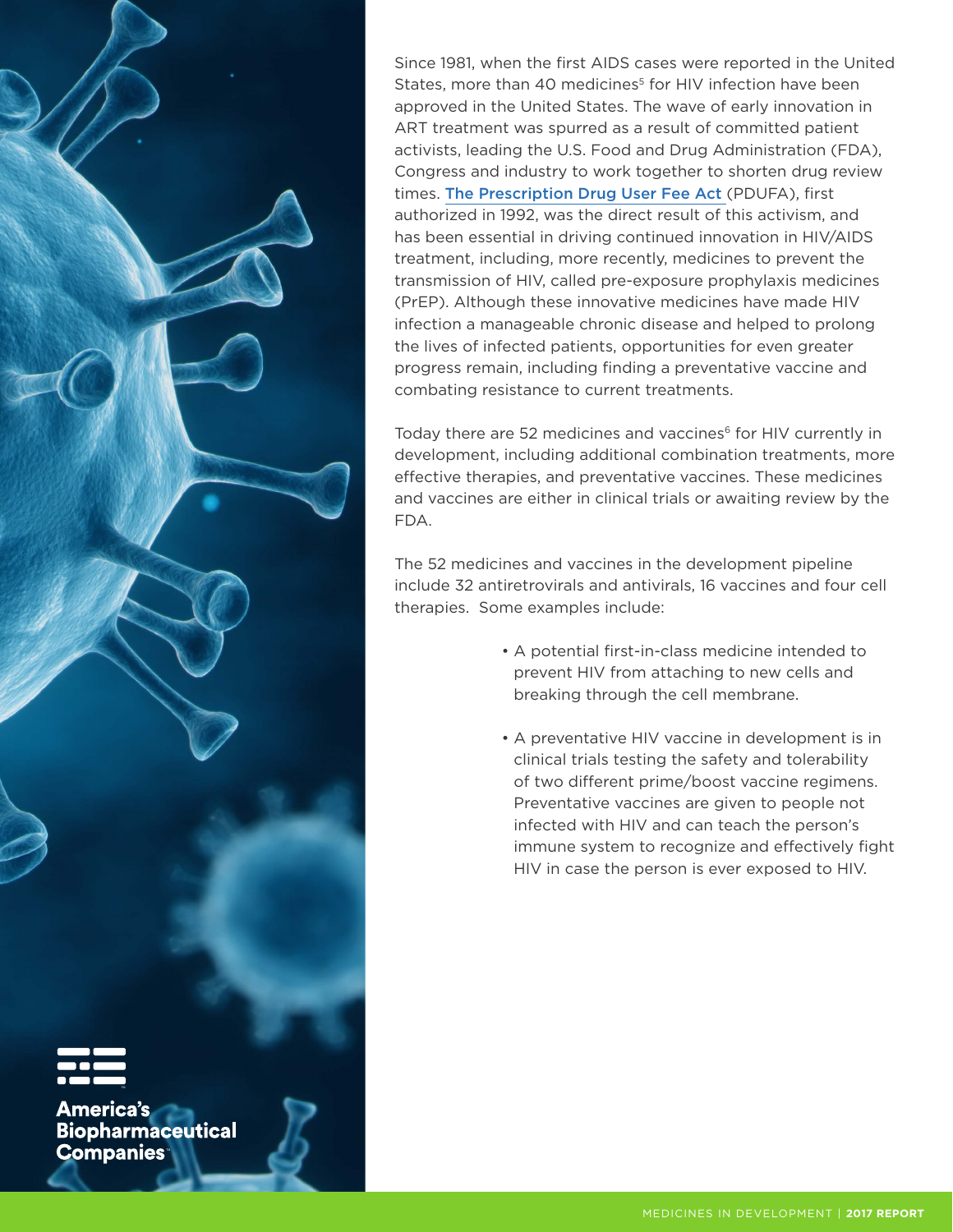Since 1981, when the first AIDS cases were reported in the United States, more than 40 medicines[5] for HIV infection have been approved in the United States. The wave of early innovation in ART treatment was spurred as a result of committed patient activists, leading the U.S. Food and Drug Administration (FDA), Congress and industry to work together to shorten drug review times. The Prescription Drug User Fee Act (PDUFA), first authorized in 1992, was the direct result of this activism, and has been essential in driving continued innovation in HIV/AIDS treatment, including, more recently, medicines to prevent the transmission of HIV, called pre-exposure prophylaxis medicines (PrEP). Although these innovative medicines have made HIV infection a manageable chronic disease and helped to prolong the lives of infected patients, opportunities for even greater progress remain, including finding a preventative vaccine and combating resistance to current treatments.

Today there are 52 medicines and vaccines[6] for HIV currently in development, including additional combination treatments, more effective therapies, and preventative vaccines. These medicines and vaccines are either in clinical trials or awaiting review by the FDA.

The 52 medicines and vaccines in the development pipeline include 32 antiretrovirals and antivirals, 16 vaccines and four cell therapies. Some examples include:

- A potential first-in-class medicine intended to prevent HIV from attaching to new cells and breaking through the cell membrane.
- A preventative HIV vaccine in development is in clinical trials testing the safety and tolerability of two different prime/boost vaccine regimens. Preventative vaccines are given to people not infected with HIV and can teach the person's immune system to recognize and effectively fight HIV in case the person is ever exposed to HIV.

America's Biopharmaceutical Companies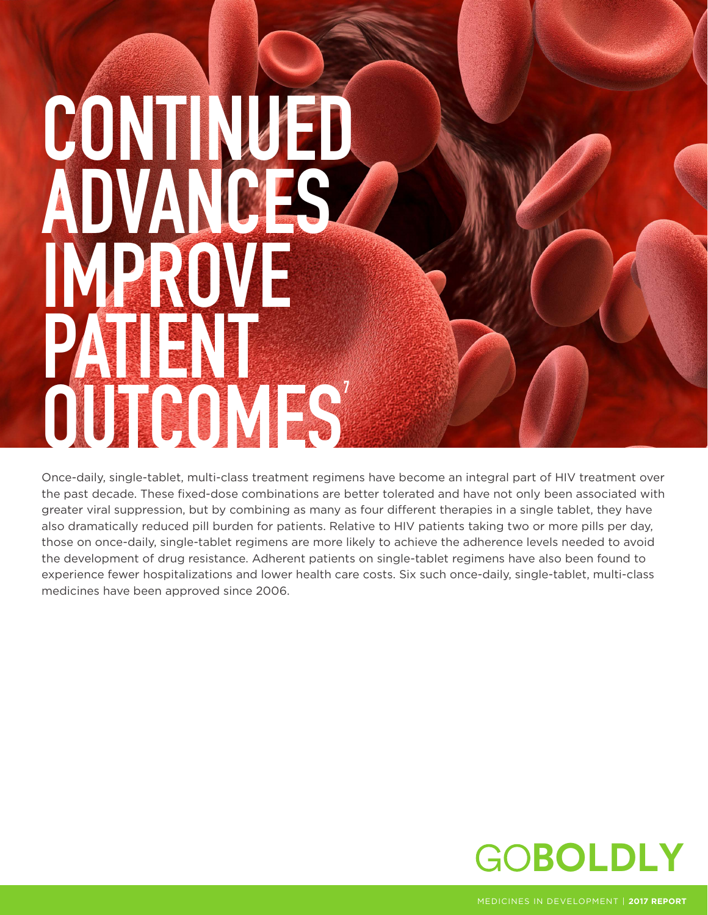# CONTINUED ADVANCES IMPROVE PATIENT OUTCOMES[7]

Once-daily, single-tablet, multi-class treatment regimens have become an integral part of HIV treatment over the past decade. These fixed-dose combinations are better tolerated and have not only been associated with greater viral suppression, but by combining as many as four different therapies in a single tablet, they have also dramatically reduced pill burden for patients. Relative to HIV patients taking two or more pills per day, those on once-daily, single-tablet regimens are more likely to achieve the adherence levels needed to avoid the development of drug resistance. Adherent patients on single-tablet regimens have also been found to experience fewer hospitalizations and lower health care costs. Six such once-daily, single-tablet, multi-class medicines have been approved since 2006.

GO**BOLDLY**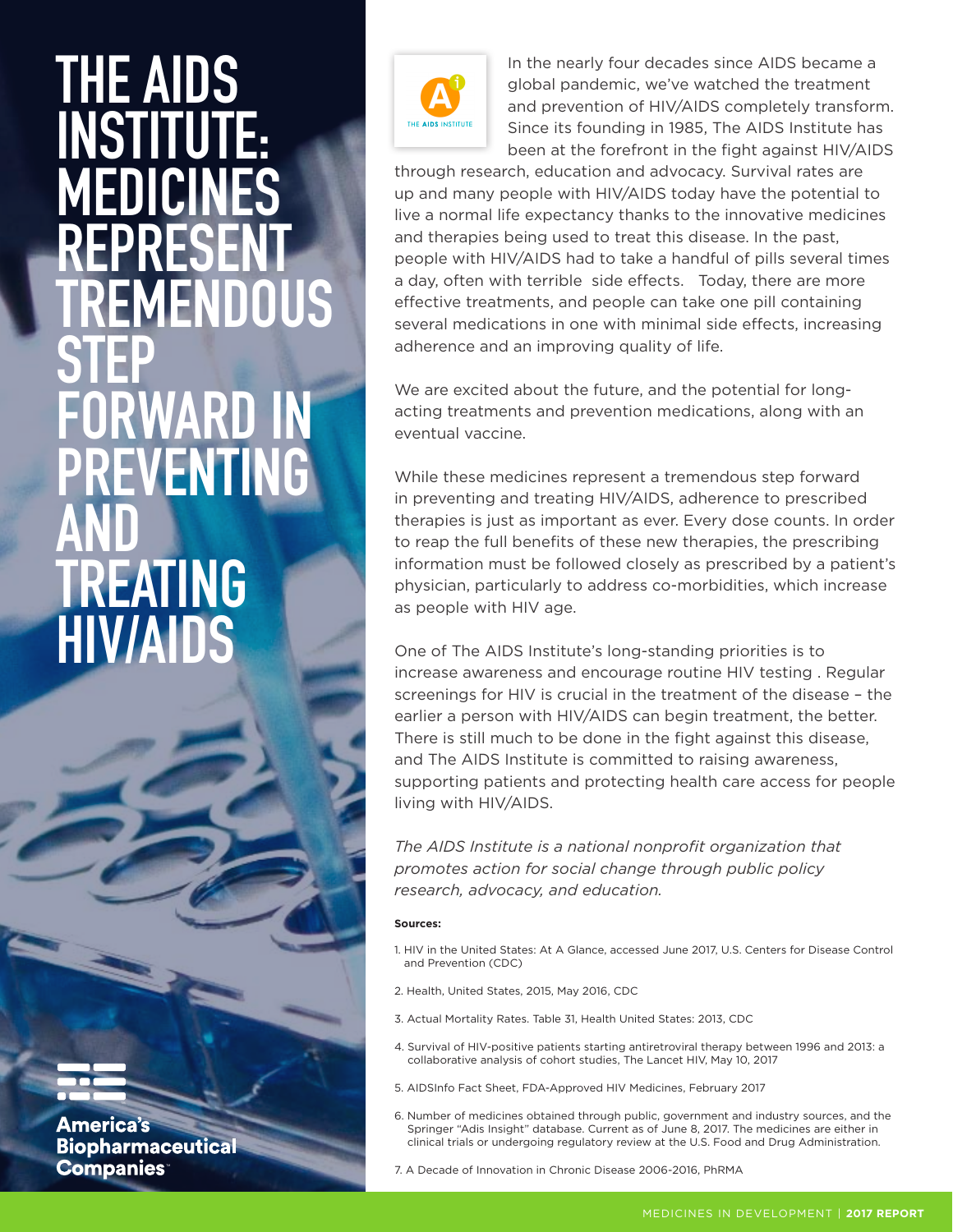# THE AIDS INSTITUTE: MEDICINES REPRESENT TREMENDOUS STEP FORWARD IN PREVENTING AND TREATING HIV/AIDS

THE AIDS INSTITUTE

In the nearly four decades since AIDS became a global pandemic, we've watched the treatment and prevention of HIV/AIDS completely transform. Since its founding in 1985, The AIDS Institute has been at the forefront in the fight against HIV/AIDS through research, education and advocacy. Survival rates are up and many people with HIV/AIDS today have the potential to live a normal life expectancy thanks to the innovative medicines and therapies being used to treat this disease. In the past, people with HIV/AIDS had to take a handful of pills several times a day, often with terrible side effects. Today, there are more effective treatments, and people can take one pill containing several medications in one with minimal side effects, increasing adherence and an improving quality of life.

We are excited about the future, and the potential for long-acting treatments and prevention medications, along with an eventual vaccine.

While these medicines represent a tremendous step forward in preventing and treating HIV/AIDS, adherence to prescribed therapies is just as important as ever. Every dose counts. In order to reap the full benefits of these new therapies, the prescribing information must be followed closely as prescribed by a patient's physician, particularly to address co-morbidities, which increase as people with HIV age.

One of The AIDS Institute's long-standing priorities is to increase awareness and encourage routine HIV testing . Regular screenings for HIV is crucial in the treatment of the disease – the earlier a person with HIV/AIDS can begin treatment, the better. There is still much to be done in the fight against this disease, and The AIDS Institute is committed to raising awareness, supporting patients and protecting health care access for people living with HIV/AIDS.

*The AIDS Institute is a national nonprofit organization that promotes action for social change through public policy research, advocacy, and education.*

**Sources:**

1. HIV in the United States: At A Glance, accessed June 2017, U.S. Centers for Disease Control and Prevention (CDC)
2. Health, United States, 2015, May 2016, CDC
3. Actual Mortality Rates. Table 31, Health United States: 2013, CDC
4. Survival of HIV-positive patients starting antiretroviral therapy between 1996 and 2013: a collaborative analysis of cohort studies, The Lancet HIV, May 10, 2017
5. AIDSInfo Fact Sheet, FDA-Approved HIV Medicines, February 2017
6. Number of medicines obtained through public, government and industry sources, and the Springer "Adis Insight" database. Current as of June 8, 2017. The medicines are either in clinical trials or undergoing regulatory review at the U.S. Food and Drug Administration.
7. A Decade of Innovation in Chronic Disease 2006-2016, PhRMA

America's Biopharmaceutical Companies